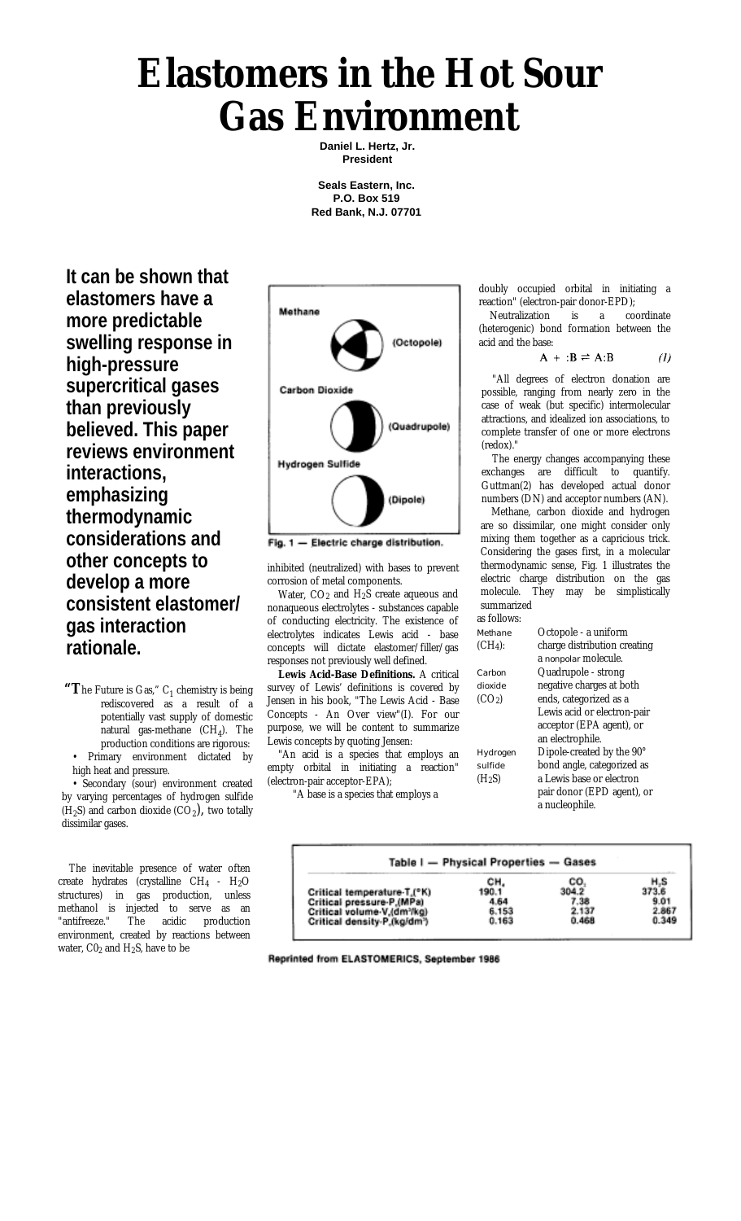# Elastomers in the Hot Sour Gas Environment

**Daniel L. Hertz, Jr.**
**President**

**Seals Eastern, Inc.**
**P.O. Box 519**
**Red Bank, N.J. 07701**

**It can be shown that elastomers have a more predictable swelling response in high-pressure supercritical gases than previously believed. This paper reviews environment interactions, emphasizing thermodynamic considerations and other concepts to develop a more consistent elastomer/gas interaction rationale.**

**"T**he Future is Gas," $C_1$ chemistry is being rediscovered as a result of a potentially vast supply of domestic natural gas-methane ($CH_4$). The production conditions are rigorous:

- Primary environment dictated by high heat and pressure.
- Secondary (sour) environment created by varying percentages of hydrogen sulfide ($H_2S$) and carbon dioxide ($CO_2$), two totally dissimilar gases.

The inevitable presence of water often create hydrates (crystalline $CH_4$ - $H_2O$ structures) in gas production, unless methanol is injected to serve as an "antifreeze." The acidic production environment, created by reactions between water, $CO_2$ and $H_2S$, have to be inhibited (neutralized) with bases to prevent corrosion of metal components.

Methane

(Octopole)

Carbon Dioxide

(Quadrupole)

Hydrogen Sulfide

(Dipole)

Fig. 1 — Electric charge distribution.

Water, $CO_2$ and $H_2S$ create aqueous and nonaqueous electrolytes - substances capable of conducting electricity. The existence of electrolytes indicates Lewis acid - base concepts will dictate elastomer/filler/gas responses not previously well defined.

**Lewis Acid-Base Definitions.** A critical survey of Lewis' definitions is covered by Jensen in his book, "The Lewis Acid - Base Concepts - An Over view"(I). For our purpose, we will be content to summarize Lewis concepts by quoting Jensen:

"An acid is a species that employs an empty orbital in initiating a reaction" (electron-pair acceptor-EPA);

"A base is a species that employs a doubly occupied orbital in initiating a reaction" (electron-pair donor-EPD);

Neutralization is a coordinate (heterogenic) bond formation between the acid and the base:

$$A + :B \rightleftharpoons A:B \qquad (1)$$

"All degrees of electron donation are possible, ranging from nearly zero in the case of weak (but specific) intermolecular attractions, and idealized ion associations, to complete transfer of one or more electrons (redox)."

The energy changes accompanying these exchanges are difficult to quantify. Guttman(2) has developed actual donor numbers (DN) and acceptor numbers (AN).

Methane, carbon dioxide and hydrogen are so dissimilar, one might consider only mixing them together as a capricious trick. Considering the gases first, in a molecular thermodynamic sense, Fig. 1 illustrates the electric charge distribution on the gas molecule. They may be simplistically summarized as follows:

| | |
|---|---|
| Methane ($CH_4$): | Octopole - a uniform charge distribution creating a nonpolar molecule. |
| Carbon dioxide ($CO_2$) | Quadrupole - strong negative charges at both ends, categorized as a Lewis acid or electron-pair acceptor (EPA agent), or an electrophile. |
| Hydrogen sulfide ($H_2S$) | Dipole-created by the 90° bond angle, categorized as a Lewis base or electron pair donor (EPD agent), or a nucleophile. |

**Table I — Physical Properties — Gases**

| | $CH_4$ | $CO_2$ | $H_2S$ |
|---|---|---|---|
| Critical temperature-$T_c$(°K) | 190.1 | 304.2 | 373.6 |
| Critical pressure-$P_c$(MPa) | 4.64 | 7.38 | 9.01 |
| Critical volume-$V_c$(dm³/kg) | 6.153 | 2.137 | 2.867 |
| Critical density-$P_c$(kg/dm³) | 0.163 | 0.468 | 0.349 |

Reprinted from ELASTOMERICS, September 1986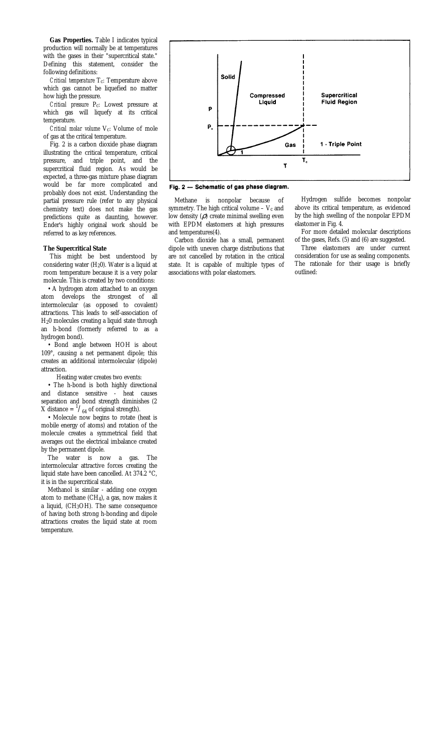**Gas Properties.** Table I indicates typical production will normally be at temperatures with the gases in their "supercritical state." Defining this statement, consider the following definitions:

*Critical temperature* $T_C$: Temperature above which gas cannot be liquefied no matter how high the pressure.

*Critical pressure* $P_C$: Lowest pressure at which gas will liquefy at its critical temperature.

*Critical molar volume* $V_C$: Volume of mole of gas at the critical temperature.

Fig. 2 is a carbon dioxide phase diagram illustrating the critical temperature, critical pressure, and triple point, and the supercritical fluid region. As would be expected, a three-gas mixture phase diagram would be far more complicated and probably does not exist. Understanding the partial pressure rule (refer to any physical chemistry text) does not make the gas predictions quite as daunting, however. Ender's highly original work should be referred to as key references.

### The Supercritical State

This might be best understood by considering water ($H_2O$). Water is a liquid at room temperature because it is a very polar molecule. This is created by two conditions:

- A hydrogen atom attached to an oxygen atom develops the strongest of all intermolecular (as opposed to covalent) attractions. This leads to self-association of $H_2O$ molecules creating a liquid state through an h-bond (formerly referred to as a hydrogen bond).
- Bond angle between HOH is about 109°, causing a net permanent dipole; this creates an additional intermolecular (dipole) attraction.

Heating water creates two events:

- The h-bond is both highly directional and distance sensitive - heat causes separation and bond strength diminishes (2 X distance = $^1/_{64}$ of original strength).
- Molecule now begins to rotate (heat is mobile energy of atoms) and rotation of the molecule creates a symmetrical field that averages out the electrical imbalance created by the permanent dipole.

The water is now a gas. The intermolecular attractive forces creating the liquid state have been cancelled. At 374.2 °C, it is in the supercritical state.

Methanol is similar - adding one oxygen atom to methane ($CH_4$), a gas, now makes it a liquid, ($CH_3OH$). The same consequence of having both strong h-bonding and dipole attractions creates the liquid state at room temperature.

Solid

Compressed Liquid

Supercritical Fluid Region

P

$P_c$

Gas

1 - Triple Point

1

T

$T_c$

Fig. 2 — Schematic of gas phase diagram.

Methane is nonpolar because of symmetry. The high critical volume – $V_c$ and low density ($\rho$) create minimal swelling even with EPDM elastomers at high pressures and temperatures(4).

Carbon dioxide has a small, permanent dipole with uneven charge distributions that are *not* cancelled by rotation in the critical state. It is capable of multiple types of associations with polar elastomers.

Hydrogen sulfide becomes nonpolar above its critical temperature, as evidenced by the high swelling of the nonpolar EPDM elastomer in Fig. 4.

For more detailed molecular descriptions of the gases, Refs. (5) and (6) are suggested.

Three elastomers are under current consideration for use as sealing components. The rationale for their usage is briefly outlined: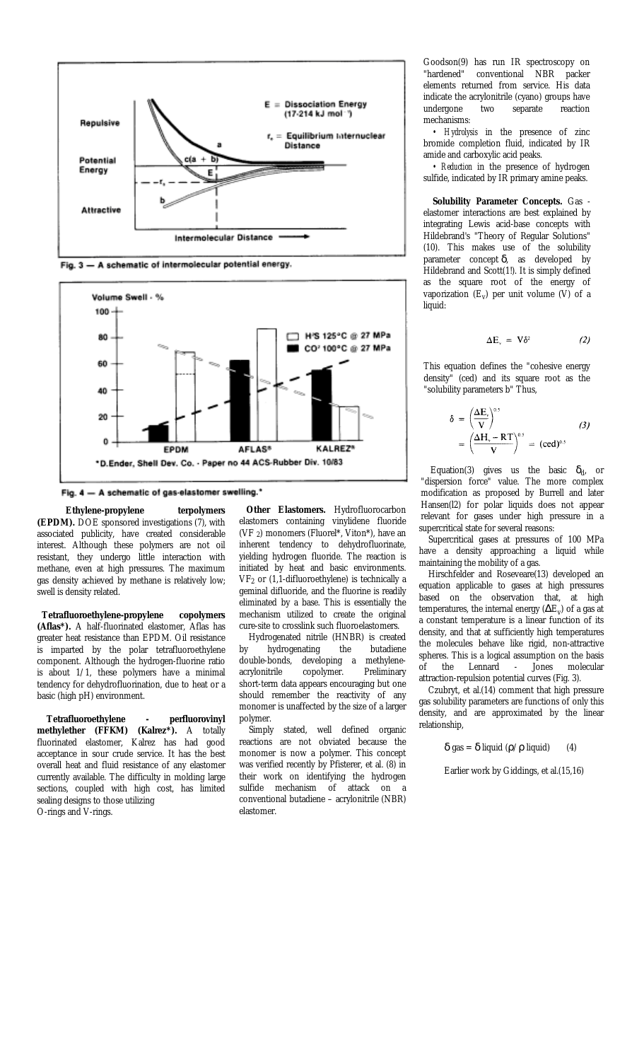Repulsive

Potential Energy

Attractive

E = Dissociation Energy (17-214 kJ mol⁻¹)

$r_e$ = Equilibrium Internuclear Distance

a

c(a + b)

E

b

Intermolecular Distance

Fig. 3 — A schematic of intermolecular potential energy.

Volume Swell - %

100

80

60

40

20

0

H²S 125°C @ 27 MPa

CO² 100°C @ 27 MPa

EPDM

AFLAS®

KALREZ®

*D.Ender, Shell Dev. Co. - Paper no 44 ACS-Rubber Div. 10/83

Fig. 4 — A schematic of gas-elastomer swelling.*

**Ethylene-propylene terpolymers (EPDM).** DOE sponsored investigations (7), with associated publicity, have created considerable interest. Although these polymers are not oil resistant, they undergo little interaction with methane, even at high pressures. The maximum gas density achieved by methane is relatively low; swell is density related.

**Tetrafluoroethylene-propylene copolymers (Aflas\*).** A half-fluorinated elastomer, Aflas has greater heat resistance than EPDM. Oil resistance is imparted by the polar tetrafluoroethylene component. Although the hydrogen-fluorine ratio is about 1/1, these polymers have a minimal tendency for dehydrofluorination, due to heat or a basic (high pH) environment.

**Tetrafluoroethylene - perfluorovinyl methylether (FFKM) (Kalrez\*).** A totally fluorinated elastomer, Kalrez has had good acceptance in sour crude service. It has the best overall heat and fluid resistance of any elastomer currently available. The difficulty in molding large sections, coupled with high cost, has limited sealing designs to those utilizing O-rings and V-rings.

**Other Elastomers.** Hydrofluorocarbon elastomers containing vinylidene fluoride ($VF_2$) monomers (Fluorel\*, Viton\*), have an inherent tendency to dehydrofluorinate, yielding hydrogen fluoride. The reaction is initiated by heat and basic environments. $VF_2$ or (1,1-difluoroethylene) is technically a geminal difluoride, and the fluorine is readily eliminated by a base. This is essentially the mechanism utilized to create the original cure-site to crosslink such fluoroelastomers.

Hydrogenated nitrile (HNBR) is created by hydrogenating the butadiene double-bonds, developing a methylene-acrylonitrile copolymer. Preliminary short-term data appears encouraging but one should remember the reactivity of any monomer is unaffected by the size of a larger polymer.

Simply stated, well defined organic reactions are not obviated because the monomer is now a polymer. This concept was verified recently by Pfisterer, et al. (8) in their work on identifying the hydrogen sulfide mechanism of attack on a conventional butadiene – acrylonitrile (NBR) elastomer.

Goodson(9) has run IR spectroscopy on "hardened" conventional NBR packer elements returned from service. His data indicate the acrylonitrile (cyano) groups have undergone two separate reaction mechanisms:

- *Hydrolysis* in the presence of zinc bromide completion fluid, indicated by IR amide and carboxylic acid peaks.
- *Reduction* in the presence of hydrogen sulfide, indicated by IR primary amine peaks.

**Solubility Parameter Concepts.** Gas - elastomer interactions are best explained by integrating Lewis acid-base concepts with Hildebrand's "Theory of Regular Solutions" (10). This makes use of the solubility parameter concept $\delta$, as developed by Hildebrand and Scott(11). It is simply defined as the square root of the energy of vaporization ($E_v$) per unit volume (V) of a liquid:

$$\Delta E_v = V\delta^2 \qquad (2)$$

This equation defines the "cohesive energy density" (ced) and its square root as the "solubility parameters b" Thus,

$$\delta = \left(\frac{\Delta E_v}{V}\right)^{0.5} = \left(\frac{\Delta H_v - RT}{V}\right)^{0.5} = (\text{ced})^{0.5} \qquad (3)$$

Equation(3) gives us the basic $\delta_d$, or "dispersion force" value. The more complex modification as proposed by Burrell and later Hansen(12) for polar liquids does not appear relevant for gases under high pressure in a supercritical state for several reasons:

Supercritical gases at pressures of 100 MPa have a density approaching a liquid while maintaining the mobility of a gas.

Hirschfelder and Roseveare(13) developed an equation applicable to gases at high pressures based on the observation that, at high temperatures, the internal energy ($\Delta E_v$) of a gas at a constant temperature is a linear function of its density, and that at sufficiently high temperatures the molecules behave like rigid, non-attractive spheres. This is a logical assumption on the basis of the Lennard - Jones molecular attraction-repulsion potential curves (Fig. 3).

Czubryt, et al.(14) comment that high pressure gas solubility parameters are functions of only this density, and are approximated by the linear relationship,

$$\delta_{gas} = \delta_{liquid}\,(\rho/\rho_{liquid}) \qquad (4)$$

Earlier work by Giddings, et al.(15,16)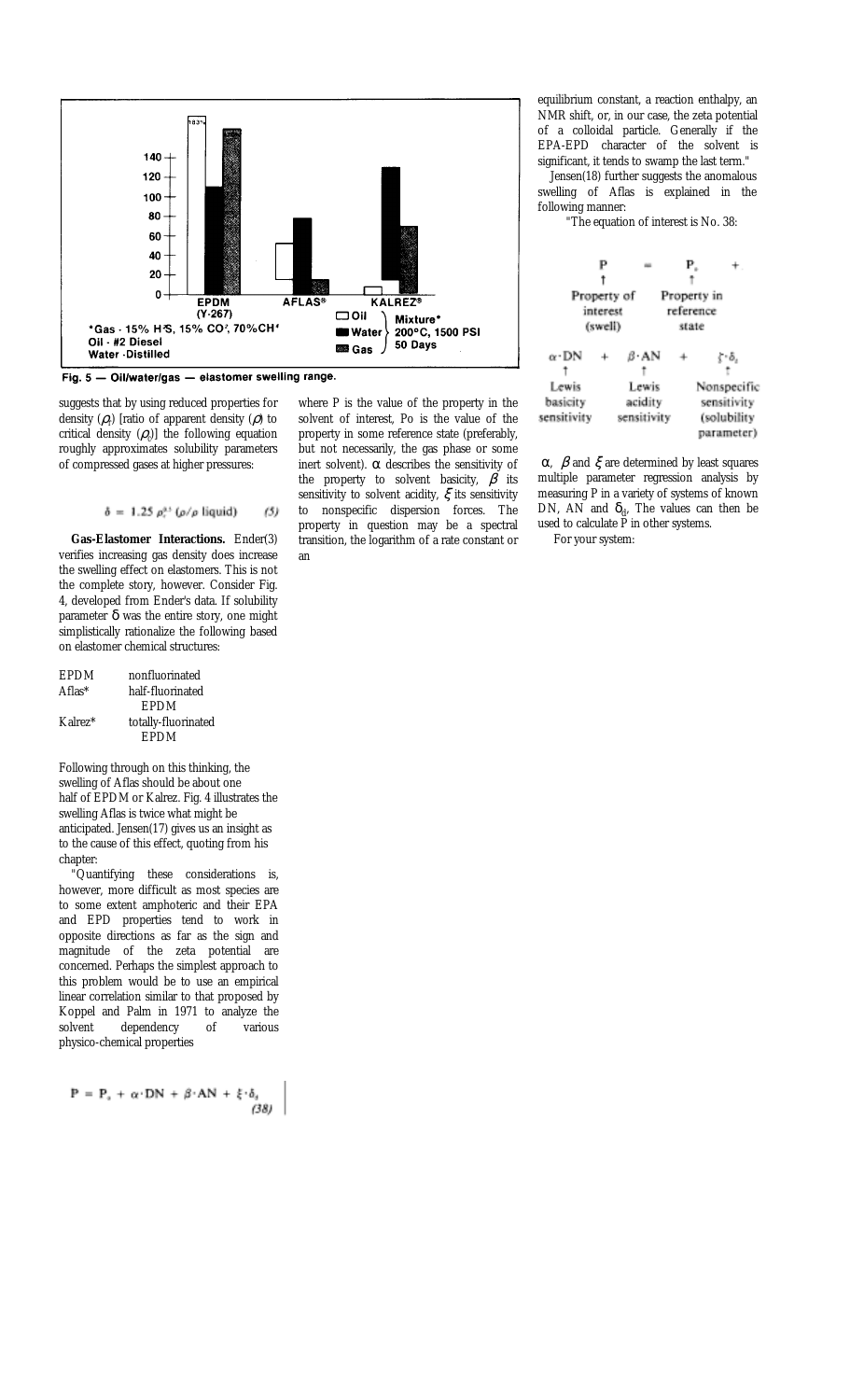183%

140

120

100

80

60

40

20

0

EPDM (Y-267)

AFLAS®

KALREZ®

Oil

Water

Gas

Mixture* 200°C, 1500 PSI 50 Days

*Gas - 15% $H_2S$, 15% $CO_2$, 70% $CH_4$

Oil - #2 Diesel

Water - Distilled

**Fig. 5 — Oil/water/gas — elastomer swelling range.**

suggests that by using reduced properties for density ($\rho_r$) [ratio of apparent density ($\rho$) to critical density ($\rho_c$)] the following equation roughly approximates solubility parameters of compressed gases at higher pressures:

$$\delta = 1.25\,\rho_c^{0.5}\,(\rho/\rho\ \text{liquid}) \qquad (5)$$

**Gas-Elastomer Interactions.** Ender(3) verifies increasing gas density does increase the swelling effect on elastomers. This is not the complete story, however. Consider Fig. 4, developed from Ender's data. If solubility parameter δ was the entire story, one might simplistically rationalize the following based on elastomer chemical structures:

| | |
|---|---|
| EPDM | nonfluorinated |
| Aflas* | half-fluorinated EPDM |
| Kalrez* | totally-fluorinated EPDM |

Following through on this thinking, the swelling of Aflas should be about one half of EPDM or Kalrez. Fig. 4 illustrates the swelling Aflas is twice what might be anticipated. Jensen(17) gives us an insight as to the cause of this effect, quoting from his chapter:

"Quantifying these considerations is, however, more difficult as most species are to some extent amphoteric and their EPA and EPD properties tend to work in opposite directions as far as the sign and magnitude of the zeta potential are concerned. Perhaps the simplest approach to this problem would be to use an empirical linear correlation similar to that proposed by Koppel and Palm in 1971 to analyze the solvent dependency of various physico-chemical properties

$$P = P_o + \alpha \cdot DN + \beta \cdot AN + \xi \cdot \delta_d \qquad (38)$$

where P is the value of the property in the solvent of interest, Po is the value of the property in some reference state (preferably, but not necessarily, the gas phase or some inert solvent). α describes the sensitivity of the property to solvent basicity, β its sensitivity to solvent acidity, ξ its sensitivity to nonspecific dispersion forces. The property in question may be a spectral transition, the logarithm of a rate constant or an equilibrium constant, a reaction enthalpy, an NMR shift, or, in our case, the zeta potential of a colloidal particle. Generally if the EPA-EPD character of the solvent is significant, it tends to swamp the last term."

Jensen(18) further suggests the anomalous swelling of Aflas is explained in the following manner:

"The equation of interest is No. 38:

$$P = P_o + \alpha \cdot DN + \beta \cdot AN + \xi \cdot \delta_d$$

P — Property of interest (swell)

$P_o$ — Property in reference state

$\alpha \cdot DN$ — Lewis basicity sensitivity

$\beta \cdot AN$ — Lewis acidity sensitivity

$\xi \cdot \delta_d$ — Nonspecific sensitivity (solubility parameter)

α, β and ξ are determined by least squares multiple parameter regression analysis by measuring P in a variety of systems of known DN, AN and $\delta_d$. The values can then be used to calculate P in other systems.

For your system: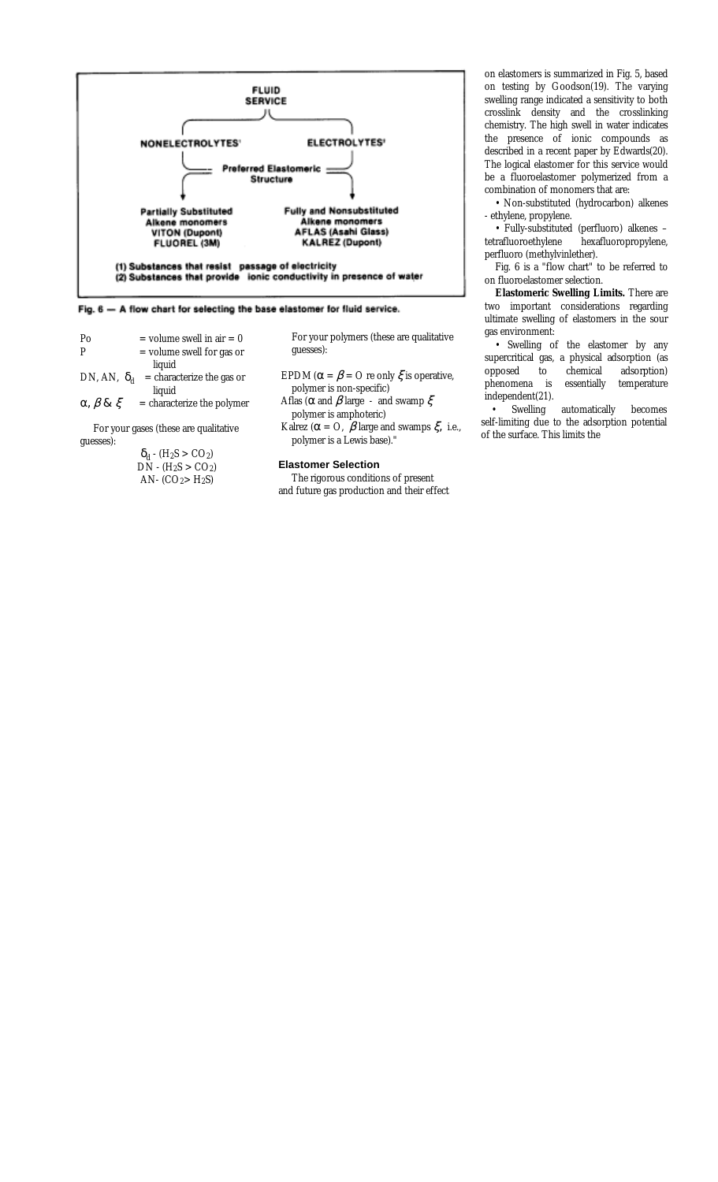FLUID SERVICE

NONELECTROLYTES[1]

ELECTROLYTES[2]

Preferred Elastomeric Structure

Partially Substituted Alkene monomers
VITON (Dupont)
FLUOREL (3M)

Fully and Nonsubstituted Alkene monomers
AFLAS (Asahi Glass)
KALREZ (Dupont)

(1) Substances that resist passage of electricity
(2) Substances that provide ionic conductivity in presence of water

Fig. 6 — A flow chart for selecting the base elastomer for fluid service.

| | |
|---|---|
| Po | = volume swell in air = 0 |
| P | = volume swell for gas or liquid |
| DN, AN, $\delta_d$ | = characterize the gas or liquid |
| $\alpha$, $\beta$ & $\xi$ | = characterize the polymer |

For your gases (these are qualitative guesses):

$\delta_d$ - ($H_2S$ > $CO_2$)
DN - ($H_2S$ > $CO_2$)
AN- ($CO_2$> $H_2S$)

For your polymers (these are qualitative guesses):

EPDM ($\alpha = \beta = 0$ re only $\xi$ is operative, polymer is non-specific)
Aflas ($\alpha$ and $\beta$ large - and swamp $\xi$ polymer is amphoteric)
Kalrez ($\alpha = 0$, $\beta$ large and swamps $\xi$, i.e., polymer is a Lewis base)."

## Elastomer Selection

The rigorous conditions of present and future gas production and their effect on elastomers is summarized in Fig. 5, based on testing by Goodson(19). The varying swelling range indicated a sensitivity to both crosslink density and the crosslinking chemistry. The high swell in water indicates the presence of ionic compounds as described in a recent paper by Edwards(20). The logical elastomer for this service would be a fluoroelastomer polymerized from a combination of monomers that are:

- Non-substituted (hydrocarbon) alkenes - ethylene, propylene.
- Fully-substituted (perfluoro) alkenes – tetrafluoroethylene hexafluoropropylene, perfluoro (methylvinlether).

Fig. 6 is a "flow chart" to be referred to on fluoroelastomer selection.

**Elastomeric Swelling Limits.** There are two important considerations regarding ultimate swelling of elastomers in the sour gas environment:

- Swelling of the elastomer by any supercritical gas, a physical adsorption (as opposed to chemical adsorption) phenomena is essentially temperature independent(21).
- Swelling automatically becomes self-limiting due to the adsorption potential of the surface. This limits the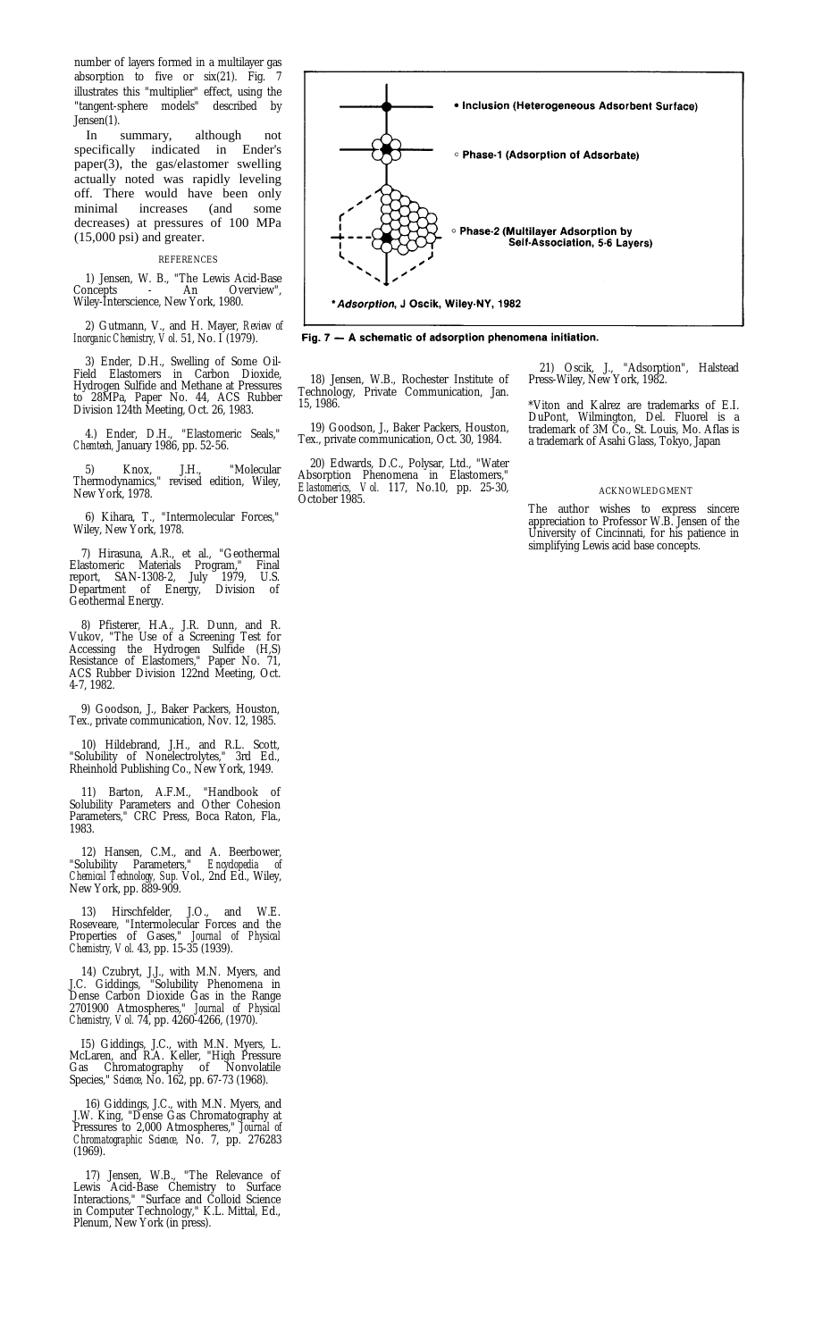number of layers formed in a multilayer gas absorption to five or six(21). Fig. 7 illustrates this "multiplier" effect, using the "tangent-sphere models" described by Jensen(1).

In summary, although not specifically indicated in Ender's paper(3), the gas/elastomer swelling actually noted was rapidly leveling off. There would have been only minimal increases (and some decreases) at pressures of 100 MPa (15,000 psi) and greater.

• Inclusion (Heterogeneous Adsorbent Surface)

◦ Phase-1 (Adsorption of Adsorbate)

◦ Phase-2 (Multilayer Adsorption by Self-Association, 5-6 Layers)

*Adsorption, J Oscik, Wiley-NY, 1982

**Fig. 7 — A schematic of adsorption phenomena initiation.**

## REFERENCES

1) Jensen, W. B., "The Lewis Acid-Base Concepts - An Overview", Wiley-Interscience, New York, 1980.

2) Gutmann, V., and H. Mayer, *Review of Inorganic Chemistry, Vol.* 51, No. I (1979).

3) Ender, D.H., Swelling of Some Oil-Field Elastomers in Carbon Dioxide, Hydrogen Sulfide and Methane at Pressures to 28MPa, Paper No. 44, ACS Rubber Division 124th Meeting, Oct. 26, 1983.

4.) Ender, D.H., "Elastomeric Seals," *Chemtech*, January 1986, pp. 52-56.

5) Knox, J.H., "Molecular Thermodynamics," revised edition, Wiley, New York, 1978.

6) Kihara, T., "Intermolecular Forces," Wiley, New York, 1978.

7) Hirasuna, A.R., et al., "Geothermal Elastomeric Materials Program," Final report, SAN-1308-2, July 1979, U.S. Department of Energy, Division of Geothermal Energy.

8) Pfisterer, H.A., J.R. Dunn, and R. Vukov, "The Use of a Screening Test for Accessing the Hydrogen Sulfide (H,S) Resistance of Elastomers," Paper No. 71, ACS Rubber Division 122nd Meeting, Oct. 4-7, 1982.

9) Goodson, J., Baker Packers, Houston, Tex., private communication, Nov. 12, 1985.

10) Hildebrand, J.H., and R.L. Scott, "Solubility of Nonelectrolytes," 3rd Ed., Rheinhold Publishing Co., New York, 1949.

11) Barton, A.F.M., "Handbook of Solubility Parameters and Other Cohesion Parameters," CRC Press, Boca Raton, Fla., 1983.

12) Hansen, C.M., and A. Beerbower, "Solubility Parameters," *Encyclopedia of Chemical Technology, Sup.* Vol., 2nd Ed., Wiley, New York, pp. 889-909.

13) Hirschfelder, J.O., and W.E. Roseveare, "Intermolecular Forces and the Properties of Gases," *Journal of Physical Chemistry, Vol.* 43, pp. 15-35 (1939).

14) Czubryt, J.J., with M.N. Myers, and J.C. Giddings, "Solubility Phenomena in Dense Carbon Dioxide Gas in the Range 2701900 Atmospheres," *Journal of Physical Chemistry, Vol.* 74, pp. 4260-4266, (1970).

I5) Giddings, J.C., with M.N. Myers, L. McLaren, and R.A. Keller, "High Pressure Gas Chromatography of Nonvolatile Species," *Science*, No. 162, pp. 67-73 (1968).

16) Giddings, J.C., with M.N. Myers, and J.W. King, "Dense Gas Chromatography at Pressures to 2,000 Atmospheres," *Journal of Chromatographic Science,* No. 7, pp. 276283 (1969).

17) Jensen, W.B., "The Relevance of Lewis Acid-Base Chemistry to Surface Interactions," "Surface and Colloid Science in Computer Technology," K.L. Mittal, Ed., Plenum, New York (in press).

18) Jensen, W.B., Rochester Institute of Technology, Private Communication, Jan. 15, 1986.

19) Goodson, J., Baker Packers, Houston, Tex., private communication, Oct. 30, 1984.

20) Edwards, D.C., Polysar, Ltd., "Water Absorption Phenomena in Elastomers," *Elastomerics, Vol.* 117, No.10, pp. 25-30, October 1985.

21) Oscik, J., "Adsorption", Halstead Press-Wiley, New York, 1982.

*Viton and Kalrez are trademarks of E.I. DuPont, Wilmington, Del. Fluorel is a trademark of 3M Co., St. Louis, Mo. Aflas is a trademark of Asahi Glass, Tokyo, Japan

## ACKNOWLEDGMENT

The author wishes to express sincere appreciation to Professor W.B. Jensen of the University of Cincinnati, for his patience in simplifying Lewis acid base concepts.